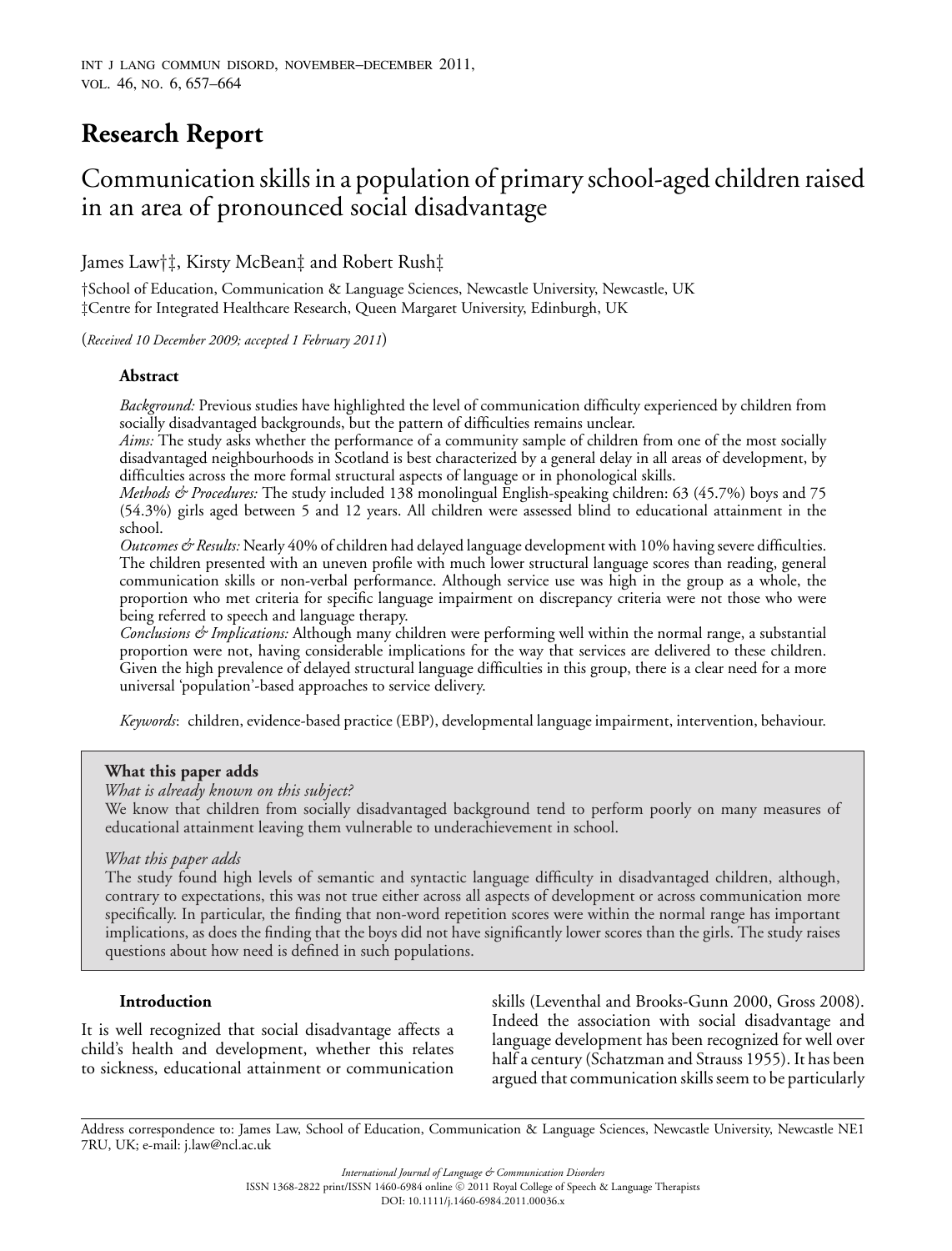## Research Report

# Communication skills in a population of primary school-aged children raised in an area of pronounced social disadvantage

James Law†‡, Kirsty McBean‡ and Robert Rush‡

†School of Education, Communication & Language Sciences, Newcastle University, Newcastle, UK
‡Centre for Integrated Healthcare Research, Queen Margaret University, Edinburgh, UK

(*Received 10 December 2009; accepted 1 February 2011*)

### Abstract

*Background:* Previous studies have highlighted the level of communication difficulty experienced by children from socially disadvantaged backgrounds, but the pattern of difficulties remains unclear.
*Aims:* The study asks whether the performance of a community sample of children from one of the most socially disadvantaged neighbourhoods in Scotland is best characterized by a general delay in all areas of development, by difficulties across the more formal structural aspects of language or in phonological skills.
*Methods & Procedures:* The study included 138 monolingual English-speaking children: 63 (45.7%) boys and 75 (54.3%) girls aged between 5 and 12 years. All children were assessed blind to educational attainment in the school.
*Outcomes & Results:* Nearly 40% of children had delayed language development with 10% having severe difficulties. The children presented with an uneven profile with much lower structural language scores than reading, general communication skills or non-verbal performance. Although service use was high in the group as a whole, the proportion who met criteria for specific language impairment on discrepancy criteria were not those who were being referred to speech and language therapy.
*Conclusions & Implications:* Although many children were performing well within the normal range, a substantial proportion were not, having considerable implications for the way that services are delivered to these children. Given the high prevalence of delayed structural language difficulties in this group, there is a clear need for a more universal 'population'-based approaches to service delivery.

*Keywords*: children, evidence-based practice (EBP), developmental language impairment, intervention, behaviour.

**What this paper adds**

*What is already known on this subject?*
We know that children from socially disadvantaged background tend to perform poorly on many measures of educational attainment leaving them vulnerable to underachievement in school.

*What this paper adds*
The study found high levels of semantic and syntactic language difficulty in disadvantaged children, although, contrary to expectations, this was not true either across all aspects of development or across communication more specifically. In particular, the finding that non-word repetition scores were within the normal range has important implications, as does the finding that the boys did not have significantly lower scores than the girls. The study raises questions about how need is defined in such populations.

### Introduction

It is well recognized that social disadvantage affects a child's health and development, whether this relates to sickness, educational attainment or communication skills (Leventhal and Brooks-Gunn 2000, Gross 2008). Indeed the association with social disadvantage and language development has been recognized for well over half a century (Schatzman and Strauss 1955). It has been argued that communication skills seem to be particularly

Address correspondence to: James Law, School of Education, Communication & Language Sciences, Newcastle University, Newcastle NE1 7RU, UK; e-mail: j.law@ncl.ac.uk

*International Journal of Language & Communication Disorders*
ISSN 1368-2822 print/ISSN 1460-6984 online © 2011 Royal College of Speech & Language Therapists
DOI: 10.1111/j.1460-6984.2011.00036.x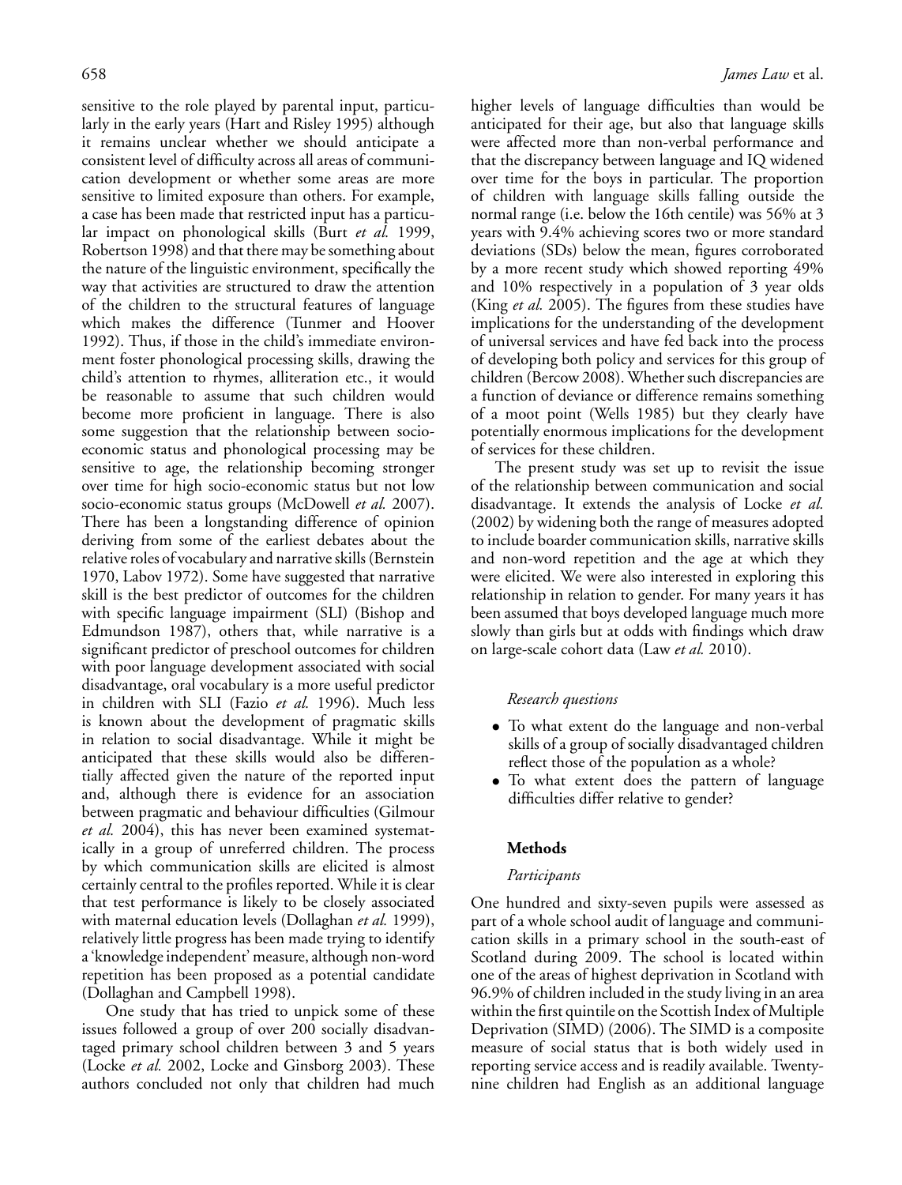sensitive to the role played by parental input, particularly in the early years (Hart and Risley 1995) although it remains unclear whether we should anticipate a consistent level of difficulty across all areas of communication development or whether some areas are more sensitive to limited exposure than others. For example, a case has been made that restricted input has a particular impact on phonological skills (Burt *et al.* 1999, Robertson 1998) and that there may be something about the nature of the linguistic environment, specifically the way that activities are structured to draw the attention of the children to the structural features of language which makes the difference (Tunmer and Hoover 1992). Thus, if those in the child's immediate environment foster phonological processing skills, drawing the child's attention to rhymes, alliteration etc., it would be reasonable to assume that such children would become more proficient in language. There is also some suggestion that the relationship between socio-economic status and phonological processing may be sensitive to age, the relationship becoming stronger over time for high socio-economic status but not low socio-economic status groups (McDowell *et al.* 2007). There has been a longstanding difference of opinion deriving from some of the earliest debates about the relative roles of vocabulary and narrative skills (Bernstein 1970, Labov 1972). Some have suggested that narrative skill is the best predictor of outcomes for the children with specific language impairment (SLI) (Bishop and Edmundson 1987), others that, while narrative is a significant predictor of preschool outcomes for children with poor language development associated with social disadvantage, oral vocabulary is a more useful predictor in children with SLI (Fazio *et al.* 1996). Much less is known about the development of pragmatic skills in relation to social disadvantage. While it might be anticipated that these skills would also be differentially affected given the nature of the reported input and, although there is evidence for an association between pragmatic and behaviour difficulties (Gilmour *et al.* 2004), this has never been examined systematically in a group of unreferred children. The process by which communication skills are elicited is almost certainly central to the profiles reported. While it is clear that test performance is likely to be closely associated with maternal education levels (Dollaghan *et al.* 1999), relatively little progress has been made trying to identify a 'knowledge independent' measure, although non-word repetition has been proposed as a potential candidate (Dollaghan and Campbell 1998).

One study that has tried to unpick some of these issues followed a group of over 200 socially disadvantaged primary school children between 3 and 5 years (Locke *et al.* 2002, Locke and Ginsborg 2003). These authors concluded not only that children had much higher levels of language difficulties than would be anticipated for their age, but also that language skills were affected more than non-verbal performance and that the discrepancy between language and IQ widened over time for the boys in particular. The proportion of children with language skills falling outside the normal range (i.e. below the 16th centile) was 56% at 3 years with 9.4% achieving scores two or more standard deviations (SDs) below the mean, figures corroborated by a more recent study which showed reporting 49% and 10% respectively in a population of 3 year olds (King *et al.* 2005). The figures from these studies have implications for the understanding of the development of universal services and have fed back into the process of developing both policy and services for this group of children (Bercow 2008). Whether such discrepancies are a function of deviance or difference remains something of a moot point (Wells 1985) but they clearly have potentially enormous implications for the development of services for these children.

The present study was set up to revisit the issue of the relationship between communication and social disadvantage. It extends the analysis of Locke *et al.* (2002) by widening both the range of measures adopted to include boarder communication skills, narrative skills and non-word repetition and the age at which they were elicited. We were also interested in exploring this relationship in relation to gender. For many years it has been assumed that boys developed language much more slowly than girls but at odds with findings which draw on large-scale cohort data (Law *et al.* 2010).

### *Research questions*

- To what extent do the language and non-verbal skills of a group of socially disadvantaged children reflect those of the population as a whole?
- To what extent does the pattern of language difficulties differ relative to gender?

## **Methods**

### *Participants*

One hundred and sixty-seven pupils were assessed as part of a whole school audit of language and communication skills in a primary school in the south-east of Scotland during 2009. The school is located within one of the areas of highest deprivation in Scotland with 96.9% of children included in the study living in an area within the first quintile on the Scottish Index of Multiple Deprivation (SIMD) (2006). The SIMD is a composite measure of social status that is both widely used in reporting service access and is readily available. Twenty-nine children had English as an additional language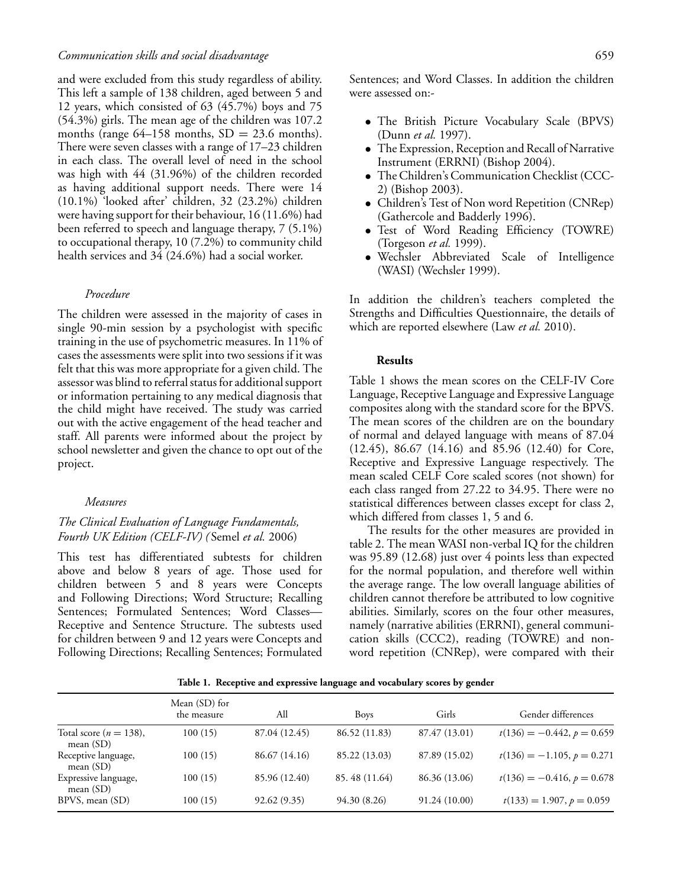and were excluded from this study regardless of ability. This left a sample of 138 children, aged between 5 and 12 years, which consisted of 63 (45.7%) boys and 75 (54.3%) girls. The mean age of the children was 107.2 months (range 64–158 months, SD = 23.6 months). There were seven classes with a range of 17–23 children in each class. The overall level of need in the school was high with 44 (31.96%) of the children recorded as having additional support needs. There were 14 (10.1%) 'looked after' children, 32 (23.2%) children were having support for their behaviour, 16 (11.6%) had been referred to speech and language therapy, 7 (5.1%) to occupational therapy, 10 (7.2%) to community child health services and 34 (24.6%) had a social worker.

### *Procedure*

The children were assessed in the majority of cases in single 90-min session by a psychologist with specific training in the use of psychometric measures. In 11% of cases the assessments were split into two sessions if it was felt that this was more appropriate for a given child. The assessor was blind to referral status for additional support or information pertaining to any medical diagnosis that the child might have received. The study was carried out with the active engagement of the head teacher and staff. All parents were informed about the project by school newsletter and given the chance to opt out of the project.

### *Measures*

#### *The Clinical Evaluation of Language Fundamentals, Fourth UK Edition (CELF-IV) (*Semel *et al.* 2006)

This test has differentiated subtests for children above and below 8 years of age. Those used for children between 5 and 8 years were Concepts and Following Directions; Word Structure; Recalling Sentences; Formulated Sentences; Word Classes—Receptive and Sentence Structure. The subtests used for children between 9 and 12 years were Concepts and Following Directions; Recalling Sentences; Formulated Sentences; and Word Classes. In addition the children were assessed on:-

- The British Picture Vocabulary Scale (BPVS) (Dunn *et al.* 1997).
- The Expression, Reception and Recall of Narrative Instrument (ERRNI) (Bishop 2004).
- The Children's Communication Checklist (CCC-2) (Bishop 2003).
- Children's Test of Non word Repetition (CNRep) (Gathercole and Badderly 1996).
- Test of Word Reading Efficiency (TOWRE) (Torgeson *et al.* 1999).
- Wechsler Abbreviated Scale of Intelligence (WASI) (Wechsler 1999).

In addition the children's teachers completed the Strengths and Difficulties Questionnaire, the details of which are reported elsewhere (Law *et al.* 2010).

### **Results**

Table 1 shows the mean scores on the CELF-IV Core Language, Receptive Language and Expressive Language composites along with the standard score for the BPVS. The mean scores of the children are on the boundary of normal and delayed language with means of 87.04 (12.45), 86.67 (14.16) and 85.96 (12.40) for Core, Receptive and Expressive Language respectively. The mean scaled CELF Core scaled scores (not shown) for each class ranged from 27.22 to 34.95. There were no statistical differences between classes except for class 2, which differed from classes 1, 5 and 6.

The results for the other measures are provided in table 2. The mean WASI non-verbal IQ for the children was 95.89 (12.68) just over 4 points less than expected for the normal population, and therefore well within the average range. The low overall language abilities of children cannot therefore be attributed to low cognitive abilities. Similarly, scores on the four other measures, namely (narrative abilities (ERRNI), general communication skills (CCC2), reading (TOWRE) and non-word repetition (CNRep), were compared with their

**Table 1. Receptive and expressive language and vocabulary scores by gender**

| | Mean (SD) for the measure | All | Boys | Girls | Gender differences |
|---|---|---|---|---|---|
| Total score ($n = 138$), mean (SD) | 100 (15) | 87.04 (12.45) | 86.52 (11.83) | 87.47 (13.01) | $t(136) = -0.442$, $p = 0.659$ |
| Receptive language, mean (SD) | 100 (15) | 86.67 (14.16) | 85.22 (13.03) | 87.89 (15.02) | $t(136) = -1.105$, $p = 0.271$ |
| Expressive language, mean (SD) | 100 (15) | 85.96 (12.40) | 85. 48 (11.64) | 86.36 (13.06) | $t(136) = -0.416$, $p = 0.678$ |
| BPVS, mean (SD) | 100 (15) | 92.62 (9.35) | 94.30 (8.26) | 91.24 (10.00) | $t(133) = 1.907$, $p = 0.059$ |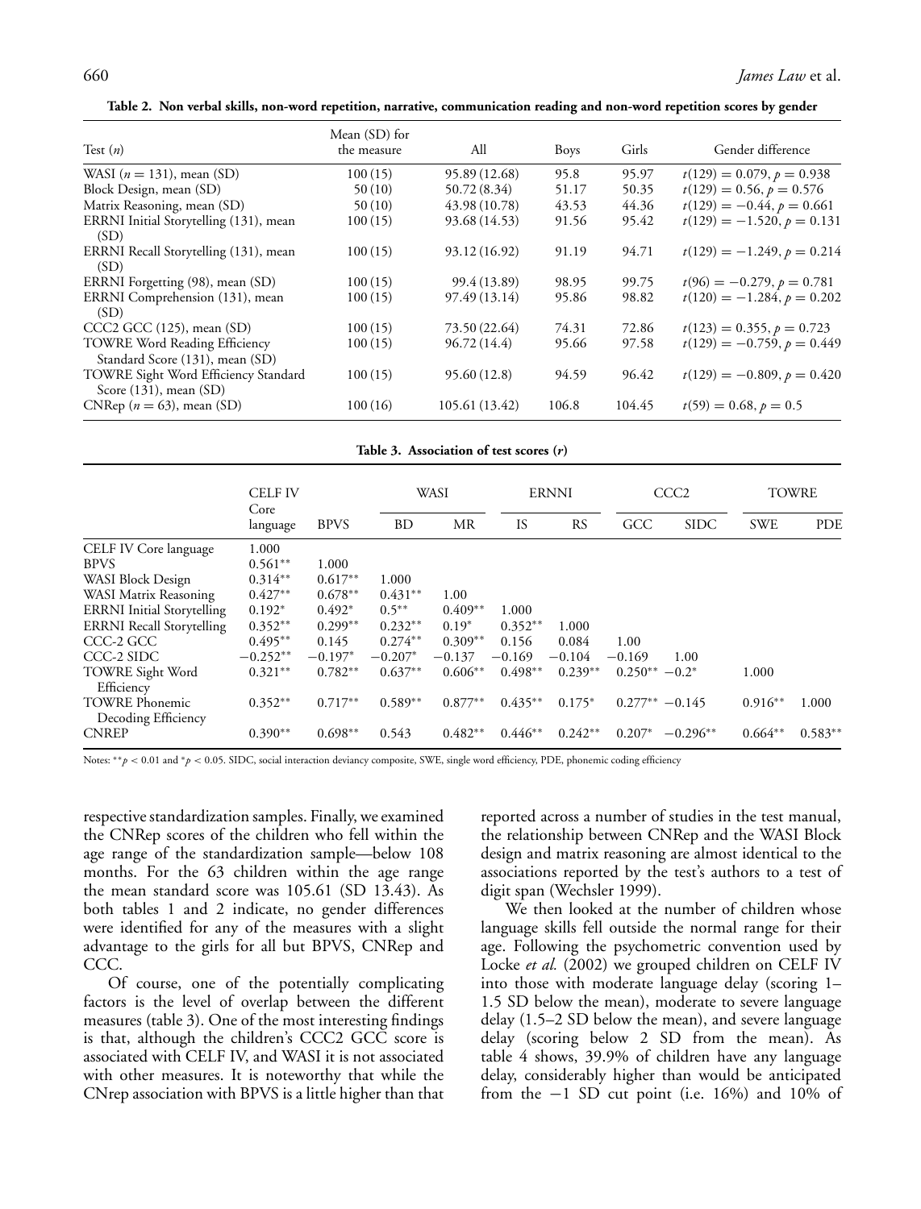**Table 2. Non verbal skills, non-word repetition, narrative, communication reading and non-word repetition scores by gender**

| Test ($n$) | Mean (SD) for the measure | All | Boys | Girls | Gender difference |
|---|---|---|---|---|---|
| WASI ($n = 131$), mean (SD) | 100 (15) | 95.89 (12.68) | 95.8 | 95.97 | $t(129) = 0.079, p = 0.938$ |
| Block Design, mean (SD) | 50 (10) | 50.72 (8.34) | 51.17 | 50.35 | $t(129) = 0.56, p = 0.576$ |
| Matrix Reasoning, mean (SD) | 50 (10) | 43.98 (10.78) | 43.53 | 44.36 | $t(129) = -0.44, p = 0.661$ |
| ERRNI Initial Storytelling (131), mean (SD) | 100 (15) | 93.68 (14.53) | 91.56 | 95.42 | $t(129) = -1.520, p = 0.131$ |
| ERRNI Recall Storytelling (131), mean (SD) | 100 (15) | 93.12 (16.92) | 91.19 | 94.71 | $t(129) = -1.249, p = 0.214$ |
| ERRNI Forgetting (98), mean (SD) | 100 (15) | 99.4 (13.89) | 98.95 | 99.75 | $t(96) = -0.279, p = 0.781$ |
| ERRNI Comprehension (131), mean (SD) | 100 (15) | 97.49 (13.14) | 95.86 | 98.82 | $t(120) = -1.284, p = 0.202$ |
| CCC2 GCC (125), mean (SD) | 100 (15) | 73.50 (22.64) | 74.31 | 72.86 | $t(123) = 0.355, p = 0.723$ |
| TOWRE Word Reading Efficiency Standard Score (131), mean (SD) | 100 (15) | 96.72 (14.4) | 95.66 | 97.58 | $t(129) = -0.759, p = 0.449$ |
| TOWRE Sight Word Efficiency Standard Score (131), mean (SD) | 100 (15) | 95.60 (12.8) | 94.59 | 96.42 | $t(129) = -0.809, p = 0.420$ |
| CNRep ($n = 63$), mean (SD) | 100 (16) | 105.61 (13.42) | 106.8 | 104.45 | $t(59) = 0.68, p = 0.5$ |

**Table 3. Association of test scores (*r*)**

| | CELF IV Core language | BPVS | WASI | | ERNNI | | CCC2 | | TOWRE | |
|---|---|---|---|---|---|---|---|---|---|---|
| | | | BD | MR | IS | RS | GCC | SIDC | SWE | PDE |
| CELF IV Core language | 1.000 | | | | | | | | | |
| BPVS | 0.561** | 1.000 | | | | | | | | |
| WASI Block Design | 0.314** | 0.617** | 1.000 | | | | | | | |
| WASI Matrix Reasoning | 0.427** | 0.678** | 0.431** | 1.00 | | | | | | |
| ERRNI Initial Storytelling | 0.192* | 0.492* | 0.5** | 0.409** | 1.000 | | | | | |
| ERRNI Recall Storytelling | 0.352** | 0.299** | 0.232** | 0.19* | 0.352** | 1.000 | | | | |
| CCC-2 GCC | 0.495** | 0.145 | 0.274** | 0.309** | 0.156 | 0.084 | 1.00 | | | |
| CCC-2 SIDC | −0.252** | −0.197* | −0.207* | −0.137 | −0.169 | −0.104 | −0.169 | 1.00 | | |
| TOWRE Sight Word Efficiency | 0.321** | 0.782** | 0.637** | 0.606** | 0.498** | 0.239** | 0.250** | −0.2* | 1.000 | |
| TOWRE Phonemic Decoding Efficiency | 0.352** | 0.717** | 0.589** | 0.877** | 0.435** | 0.175* | 0.277** | −0.145 | 0.916** | 1.000 |
| CNREP | 0.390** | 0.698** | 0.543 | 0.482** | 0.446** | 0.242** | 0.207* | −0.296** | 0.664** | 0.583** |

Notes: ** $p < 0.01$ and * $p < 0.05$. SIDC, social interaction deviancy composite, SWE, single word efficiency, PDE, phonemic coding efficiency

respective standardization samples. Finally, we examined the CNRep scores of the children who fell within the age range of the standardization sample—below 108 months. For the 63 children within the age range the mean standard score was 105.61 (SD 13.43). As both tables 1 and 2 indicate, no gender differences were identified for any of the measures with a slight advantage to the girls for all but BPVS, CNRep and CCC.

Of course, one of the potentially complicating factors is the level of overlap between the different measures (table 3). One of the most interesting findings is that, although the children's CCC2 GCC score is associated with CELF IV, and WASI it is not associated with other measures. It is noteworthy that while the CNrep association with BPVS is a little higher than that reported across a number of studies in the test manual, the relationship between CNRep and the WASI Block design and matrix reasoning are almost identical to the associations reported by the test's authors to a test of digit span (Wechsler 1999).

We then looked at the number of children whose language skills fell outside the normal range for their age. Following the psychometric convention used by Locke *et al.* (2002) we grouped children on CELF IV into those with moderate language delay (scoring 1–1.5 SD below the mean), moderate to severe language delay (1.5–2 SD below the mean), and severe language delay (scoring below 2 SD from the mean). As table 4 shows, 39.9% of children have any language delay, considerably higher than would be anticipated from the −1 SD cut point (i.e. 16%) and 10% of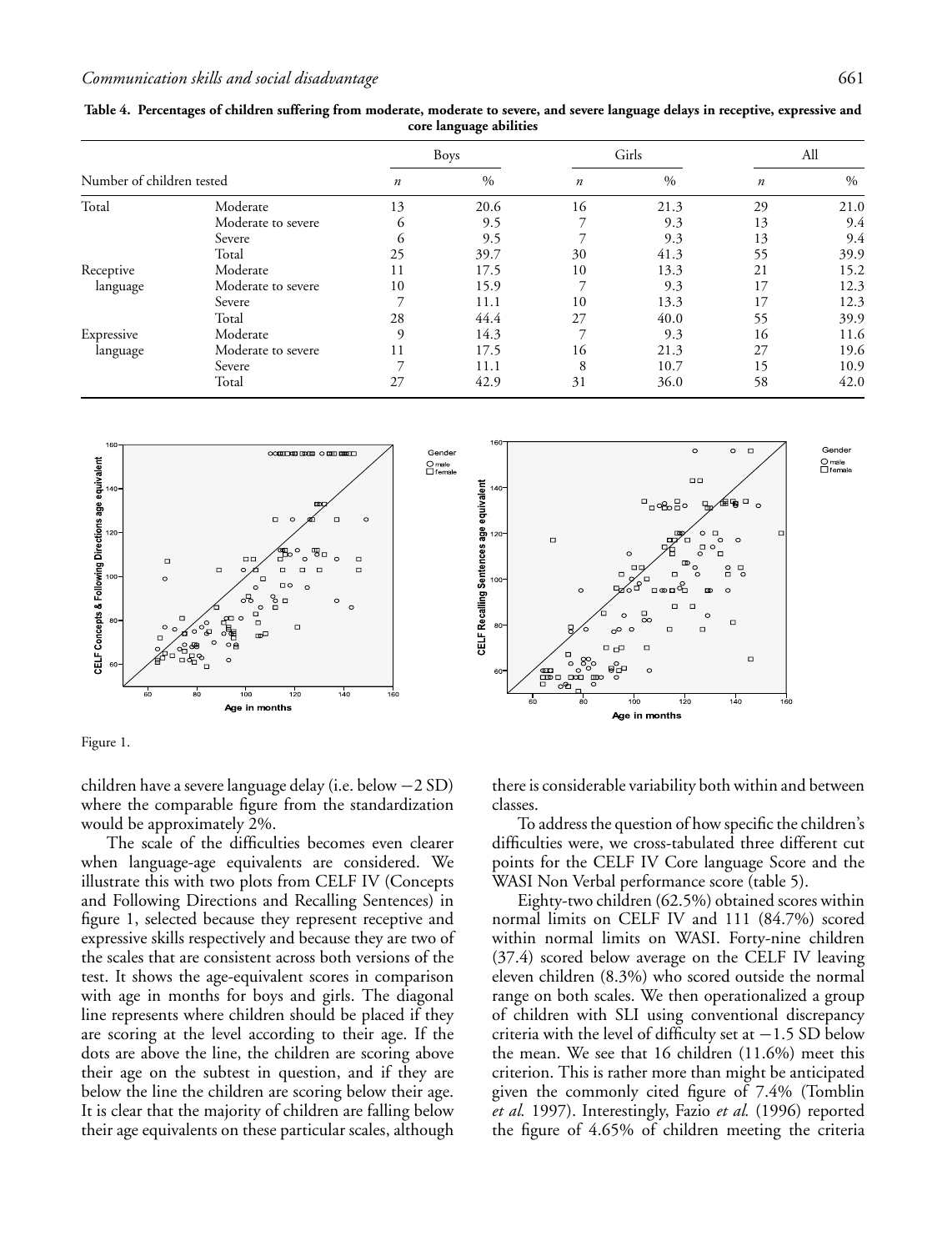**Table 4. Percentages of children suffering from moderate, moderate to severe, and severe language delays in receptive, expressive and core language abilities**

| Number of children tested | | Boys | | Girls | | All | |
|---|---|---|---|---|---|---|---|
| | | *n* | % | *n* | % | *n* | % |
| Total | Moderate | 13 | 20.6 | 16 | 21.3 | 29 | 21.0 |
| | Moderate to severe | 6 | 9.5 | 7 | 9.3 | 13 | 9.4 |
| | Severe | 6 | 9.5 | 7 | 9.3 | 13 | 9.4 |
| | Total | 25 | 39.7 | 30 | 41.3 | 55 | 39.9 |
| Receptive language | Moderate | 11 | 17.5 | 10 | 13.3 | 21 | 15.2 |
| | Moderate to severe | 10 | 15.9 | 7 | 9.3 | 17 | 12.3 |
| | Severe | 7 | 11.1 | 10 | 13.3 | 17 | 12.3 |
| | Total | 28 | 44.4 | 27 | 40.0 | 55 | 39.9 |
| Expressive language | Moderate | 9 | 14.3 | 7 | 9.3 | 16 | 11.6 |
| | Moderate to severe | 11 | 17.5 | 16 | 21.3 | 27 | 19.6 |
| | Severe | 7 | 11.1 | 8 | 10.7 | 15 | 10.9 |
| | Total | 27 | 42.9 | 31 | 36.0 | 58 | 42.0 |

Figure 1.

children have a severe language delay (i.e. below −2 SD) where the comparable figure from the standardization would be approximately 2%.

The scale of the difficulties becomes even clearer when language-age equivalents are considered. We illustrate this with two plots from CELF IV (Concepts and Following Directions and Recalling Sentences) in figure 1, selected because they represent receptive and expressive skills respectively and because they are two of the scales that are consistent across both versions of the test. It shows the age-equivalent scores in comparison with age in months for boys and girls. The diagonal line represents where children should be placed if they are scoring at the level according to their age. If the dots are above the line, the children are scoring above their age on the subtest in question, and if they are below the line the children are scoring below their age. It is clear that the majority of children are falling below their age equivalents on these particular scales, although there is considerable variability both within and between classes.

To address the question of how specific the children's difficulties were, we cross-tabulated three different cut points for the CELF IV Core language Score and the WASI Non Verbal performance score (table 5).

Eighty-two children (62.5%) obtained scores within normal limits on CELF IV and 111 (84.7%) scored within normal limits on WASI. Forty-nine children (37.4) scored below average on the CELF IV leaving eleven children (8.3%) who scored outside the normal range on both scales. We then operationalized a group of children with SLI using conventional discrepancy criteria with the level of difficulty set at −1.5 SD below the mean. We see that 16 children (11.6%) meet this criterion. This is rather more than might be anticipated given the commonly cited figure of 7.4% (Tomblin *et al.* 1997). Interestingly, Fazio *et al.* (1996) reported the figure of 4.65% of children meeting the criteria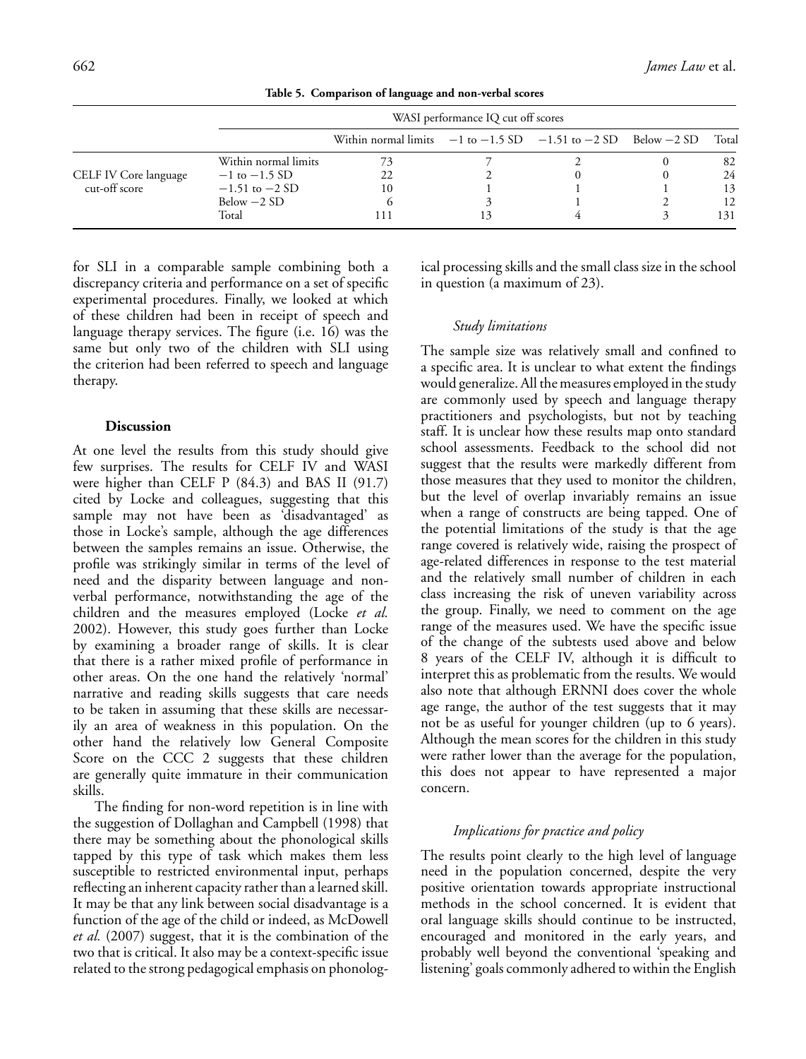**Table 5. Comparison of language and non-verbal scores**

| | | WASI performance IQ cut off scores | | | | |
|---|---|---|---|---|---|---|
| | | Within normal limits | −1 to −1.5 SD | −1.51 to −2 SD | Below −2 SD | Total |
| CELF IV Core language cut-off score | Within normal limits | 73 | 7 | 2 | 0 | 82 |
| | −1 to −1.5 SD | 22 | 2 | 0 | 0 | 24 |
| | −1.51 to −2 SD | 10 | 1 | 1 | 1 | 13 |
| | Below −2 SD | 6 | 3 | 1 | 2 | 12 |
| | Total | 111 | 13 | 4 | 3 | 131 |

for SLI in a comparable sample combining both a discrepancy criteria and performance on a set of specific experimental procedures. Finally, we looked at which of these children had been in receipt of speech and language therapy services. The figure (i.e. 16) was the same but only two of the children with SLI using the criterion had been referred to speech and language therapy.

## Discussion

At one level the results from this study should give few surprises. The results for CELF IV and WASI were higher than CELF P (84.3) and BAS II (91.7) cited by Locke and colleagues, suggesting that this sample may not have been as 'disadvantaged' as those in Locke's sample, although the age differences between the samples remains an issue. Otherwise, the profile was strikingly similar in terms of the level of need and the disparity between language and non-verbal performance, notwithstanding the age of the children and the measures employed (Locke *et al.* 2002). However, this study goes further than Locke by examining a broader range of skills. It is clear that there is a rather mixed profile of performance in other areas. On the one hand the relatively 'normal' narrative and reading skills suggests that care needs to be taken in assuming that these skills are necessarily an area of weakness in this population. On the other hand the relatively low General Composite Score on the CCC 2 suggests that these children are generally quite immature in their communication skills.

The finding for non-word repetition is in line with the suggestion of Dollaghan and Campbell (1998) that there may be something about the phonological skills tapped by this type of task which makes them less susceptible to restricted environmental input, perhaps reflecting an inherent capacity rather than a learned skill. It may be that any link between social disadvantage is a function of the age of the child or indeed, as McDowell *et al.* (2007) suggest, that it is the combination of the two that is critical. It also may be a context-specific issue related to the strong pedagogical emphasis on phonological processing skills and the small class size in the school in question (a maximum of 23).

### *Study limitations*

The sample size was relatively small and confined to a specific area. It is unclear to what extent the findings would generalize. All the measures employed in the study are commonly used by speech and language therapy practitioners and psychologists, but not by teaching staff. It is unclear how these results map onto standard school assessments. Feedback to the school did not suggest that the results were markedly different from those measures that they used to monitor the children, but the level of overlap invariably remains an issue when a range of constructs are being tapped. One of the potential limitations of the study is that the age range covered is relatively wide, raising the prospect of age-related differences in response to the test material and the relatively small number of children in each class increasing the risk of uneven variability across the group. Finally, we need to comment on the age range of the measures used. We have the specific issue of the change of the subtests used above and below 8 years of the CELF IV, although it is difficult to interpret this as problematic from the results. We would also note that although ERNNI does cover the whole age range, the author of the test suggests that it may not be as useful for younger children (up to 6 years). Although the mean scores for the children in this study were rather lower than the average for the population, this does not appear to have represented a major concern.

### *Implications for practice and policy*

The results point clearly to the high level of language need in the population concerned, despite the very positive orientation towards appropriate instructional methods in the school concerned. It is evident that oral language skills should continue to be instructed, encouraged and monitored in the early years, and probably well beyond the conventional 'speaking and listening' goals commonly adhered to within the English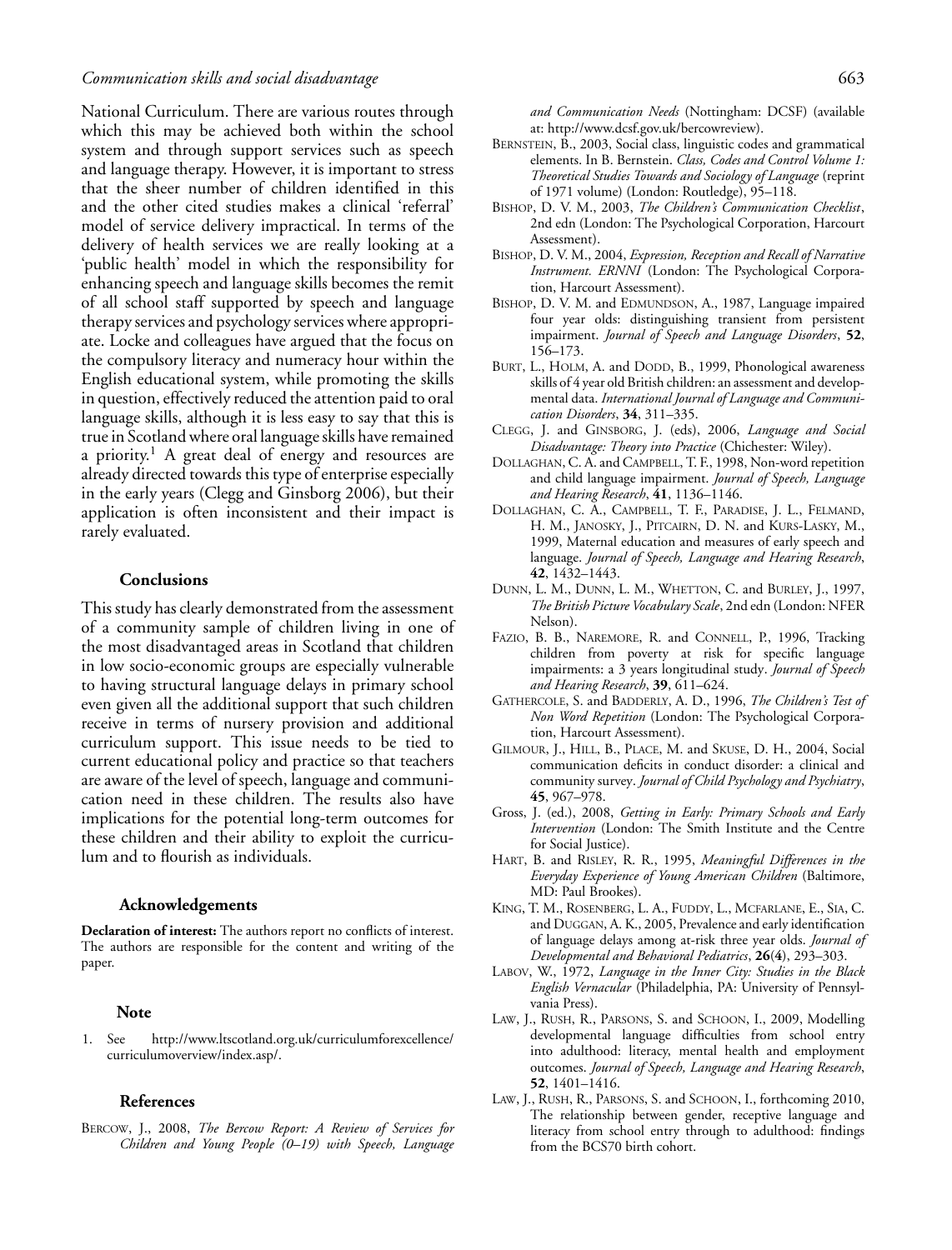National Curriculum. There are various routes through which this may be achieved both within the school system and through support services such as speech and language therapy. However, it is important to stress that the sheer number of children identified in this and the other cited studies makes a clinical 'referral' model of service delivery impractical. In terms of the delivery of health services we are really looking at a 'public health' model in which the responsibility for enhancing speech and language skills becomes the remit of all school staff supported by speech and language therapy services and psychology services where appropriate. Locke and colleagues have argued that the focus on the compulsory literacy and numeracy hour within the English educational system, while promoting the skills in question, effectively reduced the attention paid to oral language skills, although it is less easy to say that this is true in Scotland where oral language skills have remained a priority.[1] A great deal of energy and resources are already directed towards this type of enterprise especially in the early years (Clegg and Ginsborg 2006), but their application is often inconsistent and their impact is rarely evaluated.

## Conclusions

This study has clearly demonstrated from the assessment of a community sample of children living in one of the most disadvantaged areas in Scotland that children in low socio-economic groups are especially vulnerable to having structural language delays in primary school even given all the additional support that such children receive in terms of nursery provision and additional curriculum support. This issue needs to be tied to current educational policy and practice so that teachers are aware of the level of speech, language and communication need in these children. The results also have implications for the potential long-term outcomes for these children and their ability to exploit the curriculum and to flourish as individuals.

## Acknowledgements

**Declaration of interest:** The authors report no conflicts of interest. The authors are responsible for the content and writing of the paper.

## Note

1. See http://www.ltscotland.org.uk/curriculumforexcellence/curriculumoverview/index.asp/.

## References

BERCOW, J., 2008, *The Bercow Report: A Review of Services for Children and Young People (0–19) with Speech, Language and Communication Needs* (Nottingham: DCSF) (available at: http://www.dcsf.gov.uk/bercowreview).

BERNSTEIN, B., 2003, Social class, linguistic codes and grammatical elements. In B. Bernstein. *Class, Codes and Control Volume 1: Theoretical Studies Towards and Sociology of Language* (reprint of 1971 volume) (London: Routledge), 95–118.

BISHOP, D. V. M., 2003, *The Children's Communication Checklist*, 2nd edn (London: The Psychological Corporation, Harcourt Assessment).

BISHOP, D. V. M., 2004, *Expression, Reception and Recall of Narrative Instrument. ERNNI* (London: The Psychological Corporation, Harcourt Assessment).

BISHOP, D. V. M. and EDMUNDSON, A., 1987, Language impaired four year olds: distinguishing transient from persistent impairment. *Journal of Speech and Language Disorders*, **52**, 156–173.

BURT, L., HOLM, A. and DODD, B., 1999, Phonological awareness skills of 4 year old British children: an assessment and developmental data. *International Journal of Language and Communication Disorders*, **34**, 311–335.

CLEGG, J. and GINSBORG, J. (eds), 2006, *Language and Social Disadvantage: Theory into Practice* (Chichester: Wiley).

DOLLAGHAN, C. A. and CAMPBELL, T. F., 1998, Non-word repetition and child language impairment. *Journal of Speech, Language and Hearing Research*, **41**, 1136–1146.

DOLLAGHAN, C. A., CAMPBELL, T. F., PARADISE, J. L., FELMAND, H. M., JANOSKY, J., PITCAIRN, D. N. and KURS-LASKY, M., 1999, Maternal education and measures of early speech and language. *Journal of Speech, Language and Hearing Research*, **42**, 1432–1443.

DUNN, L. M., DUNN, L. M., WHETTON, C. and BURLEY, J., 1997, *The British Picture Vocabulary Scale*, 2nd edn (London: NFER Nelson).

FAZIO, B. B., NAREMORE, R. and CONNELL, P., 1996, Tracking children from poverty at risk for specific language impairments: a 3 years longitudinal study. *Journal of Speech and Hearing Research*, **39**, 611–624.

GATHERCOLE, S. and BADDERLY, A. D., 1996, *The Children's Test of Non Word Repetition* (London: The Psychological Corporation, Harcourt Assessment).

GILMOUR, J., HILL, B., PLACE, M. and SKUSE, D. H., 2004, Social communication deficits in conduct disorder: a clinical and community survey. *Journal of Child Psychology and Psychiatry*, **45**, 967–978.

Gross, J. (ed.), 2008, *Getting in Early: Primary Schools and Early Intervention* (London: The Smith Institute and the Centre for Social Justice).

HART, B. and RISLEY, R. R., 1995, *Meaningful Differences in the Everyday Experience of Young American Children* (Baltimore, MD: Paul Brookes).

KING, T. M., ROSENBERG, L. A., FUDDY, L., MCFARLANE, E., SIA, C. and DUGGAN, A. K., 2005, Prevalence and early identification of language delays among at-risk three year olds. *Journal of Developmental and Behavioral Pediatrics*, **26**(**4**), 293–303.

LABOV, W., 1972, *Language in the Inner City: Studies in the Black English Vernacular* (Philadelphia, PA: University of Pennsylvania Press).

LAW, J., RUSH, R., PARSONS, S. and SCHOON, I., 2009, Modelling developmental language difficulties from school entry into adulthood: literacy, mental health and employment outcomes. *Journal of Speech, Language and Hearing Research*, **52**, 1401–1416.

LAW, J., RUSH, R., PARSONS, S. and SCHOON, I., forthcoming 2010, The relationship between gender, receptive language and literacy from school entry through to adulthood: findings from the BCS70 birth cohort.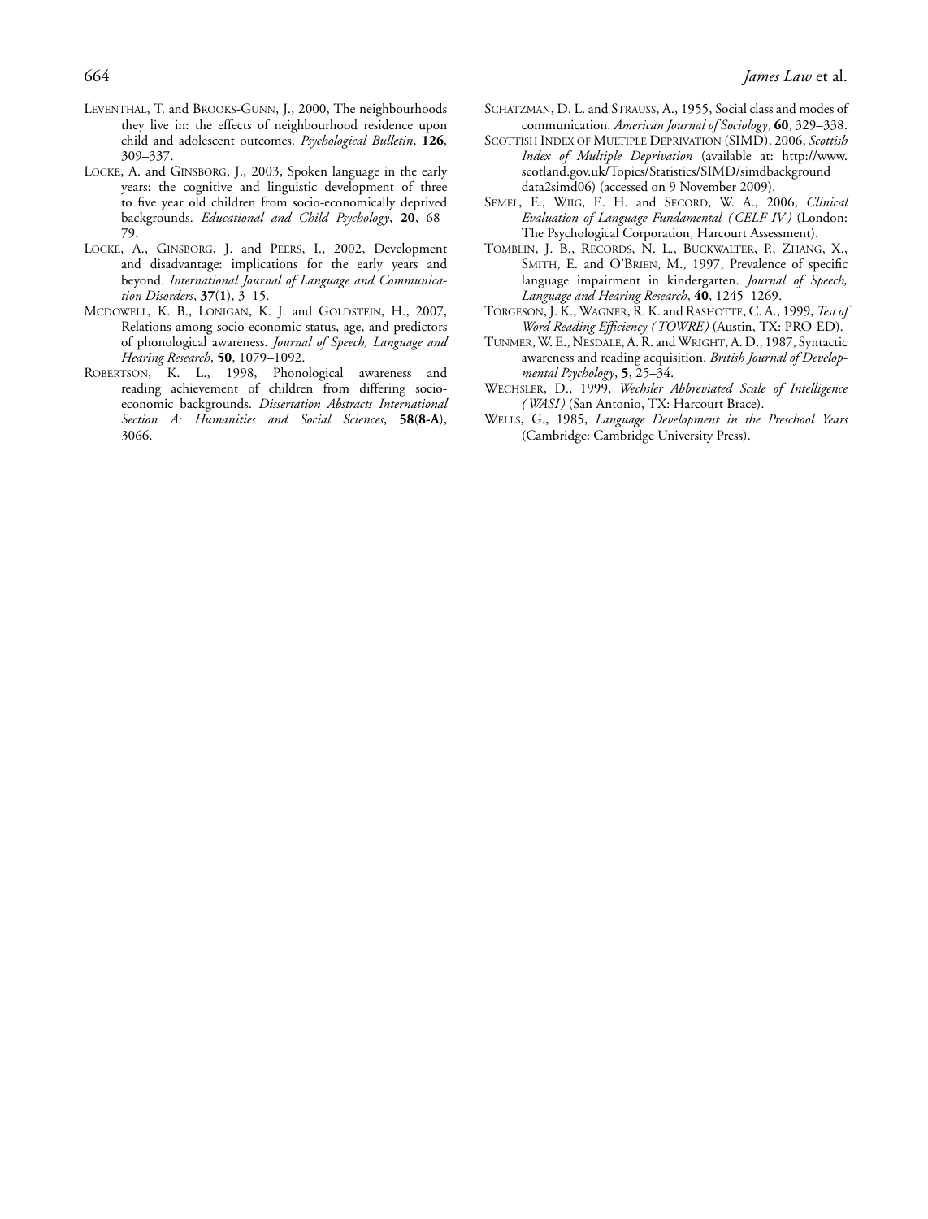LEVENTHAL, T. and BROOKS-GUNN, J., 2000, The neighbourhoods they live in: the effects of neighbourhood residence upon child and adolescent outcomes. *Psychological Bulletin*, **126**, 309–337.

LOCKE, A. and GINSBORG, J., 2003, Spoken language in the early years: the cognitive and linguistic development of three to five year old children from socio-economically deprived backgrounds. *Educational and Child Psychology*, **20**, 68–79.

LOCKE, A., GINSBORG, J. and PEERS, I., 2002, Development and disadvantage: implications for the early years and beyond. *International Journal of Language and Communication Disorders*, **37**(**1**), 3–15.

MCDOWELL, K. B., LONIGAN, K. J. and GOLDSTEIN, H., 2007, Relations among socio-economic status, age, and predictors of phonological awareness. *Journal of Speech, Language and Hearing Research*, **50**, 1079–1092.

ROBERTSON, K. L., 1998, Phonological awareness and reading achievement of children from differing socio-economic backgrounds. *Dissertation Abstracts International Section A: Humanities and Social Sciences*, **58**(**8-A**), 3066.

SCHATZMAN, D. L. and STRAUSS, A., 1955, Social class and modes of communication. *American Journal of Sociology*, **60**, 329–338.

SCOTTISH INDEX OF MULTIPLE DEPRIVATION (SIMD), 2006, *Scottish Index of Multiple Deprivation* (available at: http://www.scotland.gov.uk/Topics/Statistics/SIMD/simdbackground data2simd06) (accessed on 9 November 2009).

SEMEL, E., WIIG, E. H. and SECORD, W. A., 2006, *Clinical Evaluation of Language Fundamental (CELF IV)* (London: The Psychological Corporation, Harcourt Assessment).

TOMBLIN, J. B., RECORDS, N. L., BUCKWALTER, P., ZHANG, X., SMITH, E. and O'BRIEN, M., 1997, Prevalence of specific language impairment in kindergarten. *Journal of Speech, Language and Hearing Research*, **40**, 1245–1269.

TORGESON, J. K., WAGNER, R. K. and RASHOTTE, C. A., 1999, *Test of Word Reading Efficiency (TOWRE)* (Austin, TX: PRO-ED).

TUNMER, W. E., NESDALE, A. R. and WRIGHT, A. D., 1987, Syntactic awareness and reading acquisition. *British Journal of Developmental Psychology*, **5**, 25–34.

WECHSLER, D., 1999, *Wechsler Abbreviated Scale of Intelligence (WASI)* (San Antonio, TX: Harcourt Brace).

WELLS, G., 1985, *Language Development in the Preschool Years* (Cambridge: Cambridge University Press).